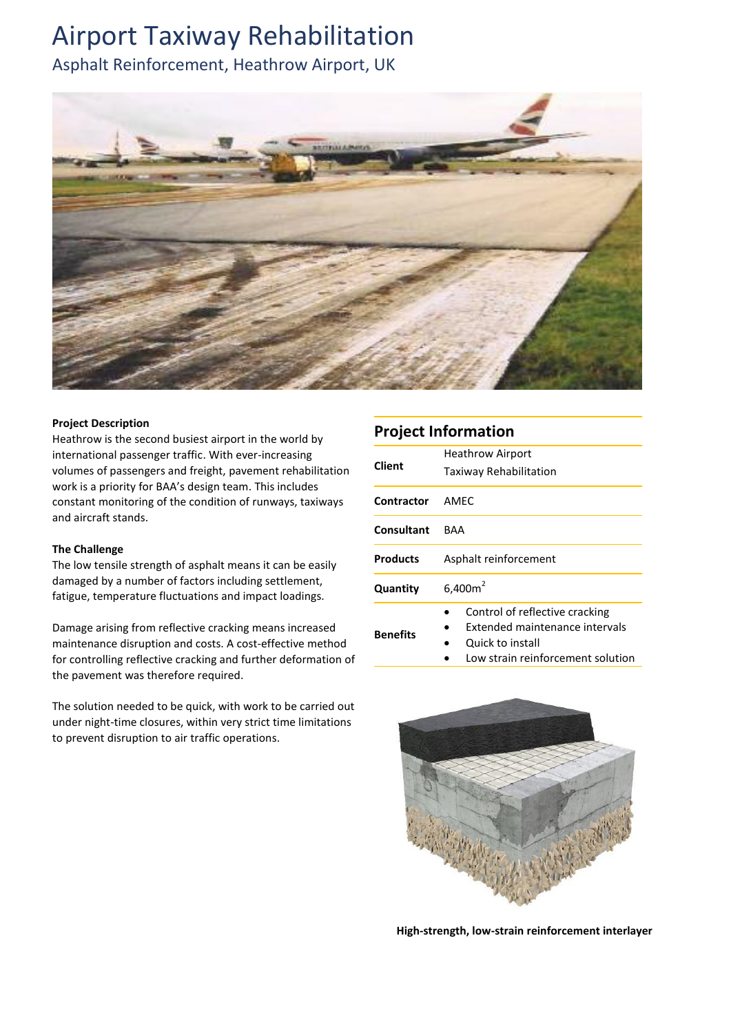# Airport Taxiway Rehabilitation

## Asphalt Reinforcement, Heathrow Airport, UK

**Project Description**

Heathrow is the second busiest airport in the world by international passenger traffic. With ever-increasing volumes of passengers and freight, pavement rehabilitation work is a priority for BAA's design team. This includes constant monitoring of the condition of runways, taxiways and aircraft stands.

**The Challenge**

The low tensile strength of asphalt means it can be easily damaged by a number of factors including settlement, fatigue, temperature fluctuations and impact loadings.

Damage arising from reflective cracking means increased maintenance disruption and costs. A cost-effective method for controlling reflective cracking and further deformation of the pavement was therefore required.

The solution needed to be quick, with work to be carried out under night-time closures, within very strict time limitations to prevent disruption to air traffic operations.

## Project Information

| | |
|---|---|
| **Client** | Heathrow Airport<br>Taxiway Rehabilitation |
| **Contractor** | AMEC |
| **Consultant** | BAA |
| **Products** | Asphalt reinforcement |
| **Quantity** | 6,400m$^2$ |
| **Benefits** | • Control of reflective cracking<br>• Extended maintenance intervals<br>• Quick to install<br>• Low strain reinforcement solution |

**High-strength, low-strain reinforcement interlayer**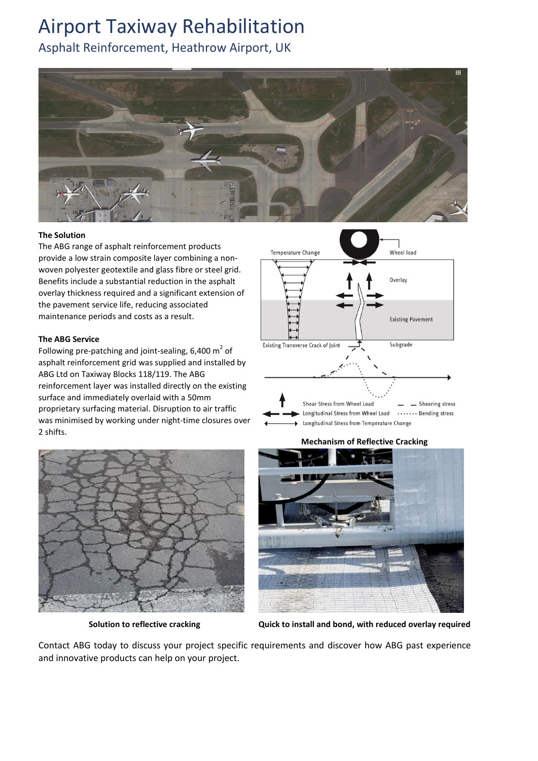# Airport Taxiway Rehabilitation

## Asphalt Reinforcement, Heathrow Airport, UK

**The Solution**

The ABG range of asphalt reinforcement products provide a low strain composite layer combining a non-woven polyester geotextile and glass fibre or steel grid. Benefits include a substantial reduction in the asphalt overlay thickness required and a significant extension of the pavement service life, reducing associated maintenance periods and costs as a result.

**The ABG Service**

Following pre-patching and joint-sealing, 6,400 m$^2$ of asphalt reinforcement grid was supplied and installed by ABG Ltd on Taxiway Blocks 118/119. The ABG reinforcement layer was installed directly on the existing surface and immediately overlaid with a 50mm proprietary surfacing material. Disruption to air traffic was minimised by working under night-time closures over 2 shifts.

Temperature Change
Wheel load
Overlay
Existing Pavement
Existing Transverse Crack of Joint
Subgrade
Shear Stress from Wheel Load
Longitudinal Stress from Wheel Load
Longitudinal Stress from Temperature Change
Shearing stress
Bending stress

**Mechanism of Reflective Cracking**

**Solution to reflective cracking**

**Quick to install and bond, with reduced overlay required**

Contact ABG today to discuss your project specific requirements and discover how ABG past experience and innovative products can help on your project.